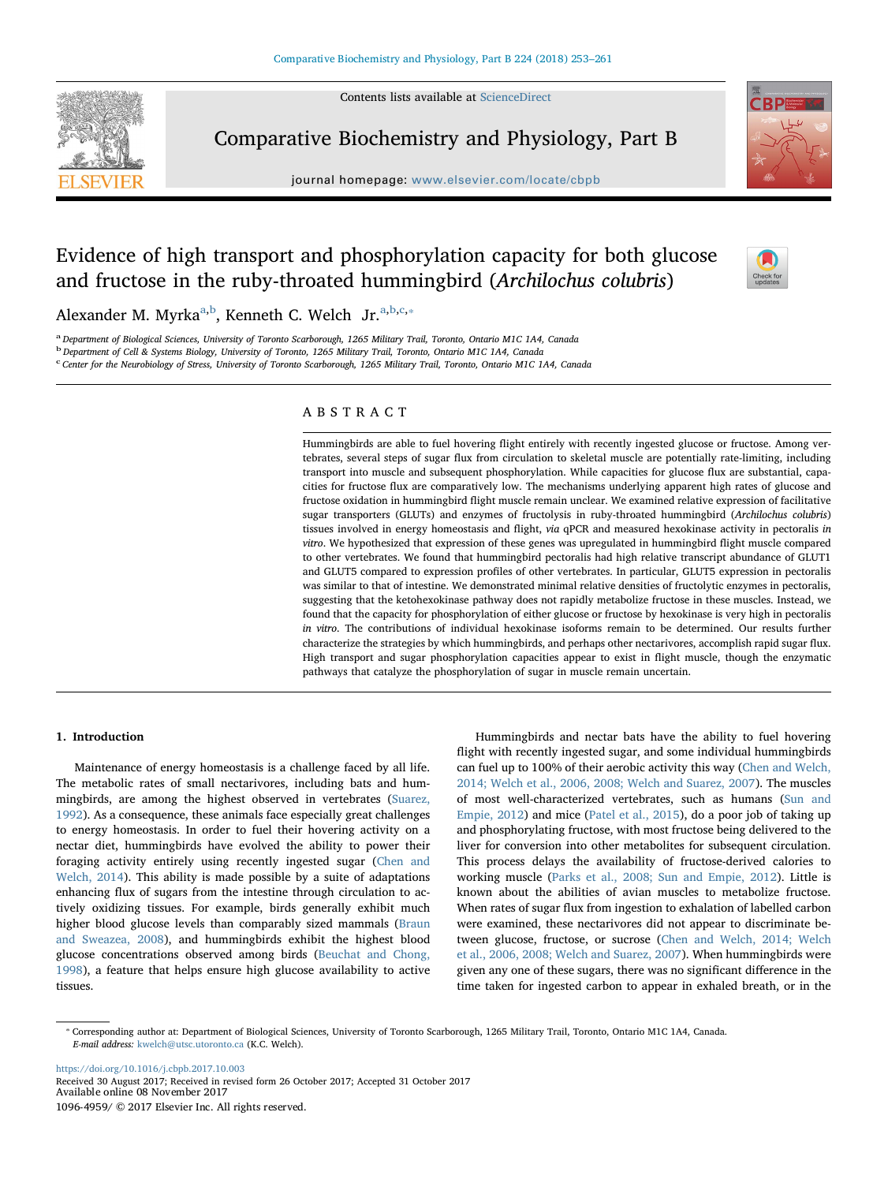# Evidence of high transport and phosphorylation capacity for both glucose and fructose in the ruby-throated hummingbird (*Archilochus colubris*)

Alexander M. Myrka[a,b], Kenneth C. Welch Jr.[a,b,c,*]

[a] Department of Biological Sciences, University of Toronto Scarborough, 1265 Military Trail, Toronto, Ontario M1C 1A4, Canada
[b] Department of Cell & Systems Biology, University of Toronto, 1265 Military Trail, Toronto, Ontario M1C 1A4, Canada
[c] Center for the Neurobiology of Stress, University of Toronto Scarborough, 1265 Military Trail, Toronto, Ontario M1C 1A4, Canada

## ABSTRACT

Hummingbirds are able to fuel hovering flight entirely with recently ingested glucose or fructose. Among vertebrates, several steps of sugar flux from circulation to skeletal muscle are potentially rate-limiting, including transport into muscle and subsequent phosphorylation. While capacities for glucose flux are substantial, capacities for fructose flux are comparatively low. The mechanisms underlying apparent high rates of glucose and fructose oxidation in hummingbird flight muscle remain unclear. We examined relative expression of facilitative sugar transporters (GLUTs) and enzymes of fructolysis in ruby-throated hummingbird (*Archilochus colubris*) tissues involved in energy homeostasis and flight, *via* qPCR and measured hexokinase activity in pectoralis *in vitro*. We hypothesized that expression of these genes was upregulated in hummingbird flight muscle compared to other vertebrates. We found that hummingbird pectoralis had high relative transcript abundance of GLUT1 and GLUT5 compared to expression profiles of other vertebrates. In particular, GLUT5 expression in pectoralis was similar to that of intestine. We demonstrated minimal relative densities of fructolytic enzymes in pectoralis, suggesting that the ketohexokinase pathway does not rapidly metabolize fructose in these muscles. Instead, we found that the capacity for phosphorylation of either glucose or fructose by hexokinase is very high in pectoralis *in vitro*. The contributions of individual hexokinase isoforms remain to be determined. Our results further characterize the strategies by which hummingbirds, and perhaps other nectarivores, accomplish rapid sugar flux. High transport and sugar phosphorylation capacities appear to exist in flight muscle, though the enzymatic pathways that catalyze the phosphorylation of sugar in muscle remain uncertain.

## 1. Introduction

Maintenance of energy homeostasis is a challenge faced by all life. The metabolic rates of small nectarivores, including bats and hummingbirds, are among the highest observed in vertebrates (Suarez, 1992). As a consequence, these animals face especially great challenges to energy homeostasis. In order to fuel their hovering activity on a nectar diet, hummingbirds have evolved the ability to power their foraging activity entirely using recently ingested sugar (Chen and Welch, 2014). This ability is made possible by a suite of adaptations enhancing flux of sugars from the intestine through circulation to actively oxidizing tissues. For example, birds generally exhibit much higher blood glucose levels than comparably sized mammals (Braun and Sweazea, 2008), and hummingbirds exhibit the highest blood glucose concentrations observed among birds (Beuchat and Chong, 1998), a feature that helps ensure high glucose availability to active tissues.

Hummingbirds and nectar bats have the ability to fuel hovering flight with recently ingested sugar, and some individual hummingbirds can fuel up to 100% of their aerobic activity this way (Chen and Welch, 2014; Welch et al., 2006, 2008; Welch and Suarez, 2007). The muscles of most well-characterized vertebrates, such as humans (Sun and Empie, 2012) and mice (Patel et al., 2015), do a poor job of taking up and phosphorylating fructose, with most fructose being delivered to the liver for conversion into other metabolites for subsequent circulation. This process delays the availability of fructose-derived calories to working muscle (Parks et al., 2008; Sun and Empie, 2012). Little is known about the abilities of avian muscles to metabolize fructose. When rates of sugar flux from ingestion to exhalation of labelled carbon were examined, these nectarivores did not appear to discriminate between glucose, fructose, or sucrose (Chen and Welch, 2014; Welch et al., 2006, 2008; Welch and Suarez, 2007). When hummingbirds were given any one of these sugars, there was no significant difference in the time taken for ingested carbon to appear in exhaled breath, or in the

* Corresponding author at: Department of Biological Sciences, University of Toronto Scarborough, 1265 Military Trail, Toronto, Ontario M1C 1A4, Canada.
*E-mail address:* kwelch@utsc.utoronto.ca (K.C. Welch).

https://doi.org/10.1016/j.cbpb.2017.10.003
Received 30 August 2017; Received in revised form 26 October 2017; Accepted 31 October 2017
Available online 08 November 2017
1096-4959/ © 2017 Elsevier Inc. All rights reserved.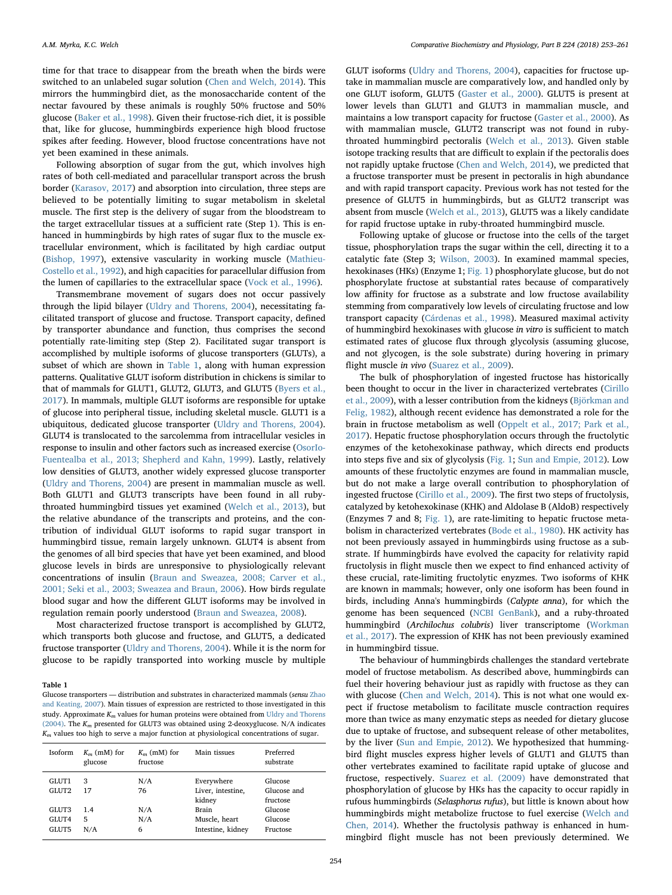time for that trace to disappear from the breath when the birds were switched to an unlabeled sugar solution (Chen and Welch, 2014). This mirrors the hummingbird diet, as the monosaccharide content of the nectar favoured by these animals is roughly 50% fructose and 50% glucose (Baker et al., 1998). Given their fructose-rich diet, it is possible that, like for glucose, hummingbirds experience high blood fructose spikes after feeding. However, blood fructose concentrations have not yet been examined in these animals.

Following absorption of sugar from the gut, which involves high rates of both cell-mediated and paracellular transport across the brush border (Karasov, 2017) and absorption into circulation, three steps are believed to be potentially limiting to sugar metabolism in skeletal muscle. The first step is the delivery of sugar from the bloodstream to the target extracellular tissues at a sufficient rate (Step 1). This is enhanced in hummingbirds by high rates of sugar flux to the muscle extracellular environment, which is facilitated by high cardiac output (Bishop, 1997), extensive vascularity in working muscle (Mathieu-Costello et al., 1992), and high capacities for paracellular diffusion from the lumen of capillaries to the extracellular space (Vock et al., 1996).

Transmembrane movement of sugars does not occur passively through the lipid bilayer (Uldry and Thorens, 2004), necessitating facilitated transport of glucose and fructose. Transport capacity, defined by transporter abundance and function, thus comprises the second potentially rate-limiting step (Step 2). Facilitated sugar transport is accomplished by multiple isoforms of glucose transporters (GLUTs), a subset of which are shown in Table 1, along with human expression patterns. Qualitative GLUT isoform distribution in chickens is similar to that of mammals for GLUT1, GLUT2, GLUT3, and GLUT5 (Byers et al., 2017). In mammals, multiple GLUT isoforms are responsible for uptake of glucose into peripheral tissue, including skeletal muscle. GLUT1 is a ubiquitous, dedicated glucose transporter (Uldry and Thorens, 2004). GLUT4 is translocated to the sarcolemma from intracellular vesicles in response to insulin and other factors such as increased exercise (OsorIo-Fuentealba et al., 2013; Shepherd and Kahn, 1999). Lastly, relatively low densities of GLUT3, another widely expressed glucose transporter (Uldry and Thorens, 2004) are present in mammalian muscle as well. Both GLUT1 and GLUT3 transcripts have been found in all ruby-throated hummingbird tissues yet examined (Welch et al., 2013), but the relative abundance of the transcripts and proteins, and the contribution of individual GLUT isoforms to rapid sugar transport in hummingbird tissue, remain largely unknown. GLUT4 is absent from the genomes of all bird species that have yet been examined, and blood glucose levels in birds are unresponsive to physiologically relevant concentrations of insulin (Braun and Sweazea, 2008; Carver et al., 2001; Seki et al., 2003; Sweazea and Braun, 2006). How birds regulate blood sugar and how the different GLUT isoforms may be involved in regulation remain poorly understood (Braun and Sweazea, 2008).

Most characterized fructose transport is accomplished by GLUT2, which transports both glucose and fructose, and GLUT5, a dedicated fructose transporter (Uldry and Thorens, 2004). While it is the norm for glucose to be rapidly transported into working muscle by multiple GLUT isoforms (Uldry and Thorens, 2004), capacities for fructose uptake in mammalian muscle are comparatively low, and handled only by one GLUT isoform, GLUT5 (Gaster et al., 2000). GLUT5 is present at lower levels than GLUT1 and GLUT3 in mammalian muscle, and maintains a low transport capacity for fructose (Gaster et al., 2000). As with mammalian muscle, GLUT2 transcript was not found in ruby-throated hummingbird pectoralis (Welch et al., 2013). Given stable isotope tracking results that are difficult to explain if the pectoralis does not rapidly uptake fructose (Chen and Welch, 2014), we predicted that a fructose transporter must be present in pectoralis in high abundance and with rapid transport capacity. Previous work has not tested for the presence of GLUT5 in hummingbirds, but as GLUT2 transcript was absent from muscle (Welch et al., 2013), GLUT5 was a likely candidate for rapid fructose uptake in ruby-throated hummingbird muscle.

**Table 1**
Glucose transporters — distribution and substrates in characterized mammals (*sensu* Zhao and Keating, 2007). Main tissues of expression are restricted to those investigated in this study. Approximate $K_m$ values for human proteins were obtained from Uldry and Thorens (2004). The $K_m$ presented for GLUT3 was obtained using 2-deoxyglucose. N/A indicates $K_m$ values too high to serve a major function at physiological concentrations of sugar.

| Isoform | $K_m$ (mM) for glucose | $K_m$ (mM) for fructose | Main tissues | Preferred substrate |
|---|---|---|---|---|
| GLUT1 | 3 | N/A | Everywhere | Glucose |
| GLUT2 | 17 | 76 | Liver, intestine, kidney | Glucose and fructose |
| GLUT3 | 1.4 | N/A | Brain | Glucose |
| GLUT4 | 5 | N/A | Muscle, heart | Glucose |
| GLUT5 | N/A | 6 | Intestine, kidney | Fructose |

Following uptake of glucose or fructose into the cells of the target tissue, phosphorylation traps the sugar within the cell, directing it to a catalytic fate (Step 3; Wilson, 2003). In examined mammal species, hexokinases (HKs) (Enzyme 1; Fig. 1) phosphorylate glucose, but do not phosphorylate fructose at substantial rates because of comparatively low affinity for fructose as a substrate and low fructose availability stemming from comparatively low levels of circulating fructose and low transport capacity (Cárdenas et al., 1998). Measured maximal activity of hummingbird hexokinases with glucose *in vitro* is sufficient to match estimated rates of glucose flux through glycolysis (assuming glucose, and not glycogen, is the sole substrate) during hovering in primary flight muscle *in vivo* (Suarez et al., 2009).

The bulk of phosphorylation of ingested fructose has historically been thought to occur in the liver in characterized vertebrates (Cirillo et al., 2009), with a lesser contribution from the kidneys (Björkman and Felig, 1982), although recent evidence has demonstrated a role for the brain in fructose metabolism as well (Oppelt et al., 2017; Park et al., 2017). Hepatic fructose phosphorylation occurs through the fructolytic enzymes of the ketohexokinase pathway, which directs end products into steps five and six of glycolysis (Fig. 1; Sun and Empie, 2012). Low amounts of these fructolytic enzymes are found in mammalian muscle, but do not make a large overall contribution to phosphorylation of ingested fructose (Cirillo et al., 2009). The first two steps of fructolysis, catalyzed by ketohexokinase (KHK) and Aldolase B (AldoB) respectively (Enzymes 7 and 8; Fig. 1), are rate-limiting to hepatic fructose metabolism in characterized vertebrates (Bode et al., 1980). HK activity has not been previously assayed in hummingbirds using fructose as a substrate. If hummingbirds have evolved the capacity for relativity rapid fructolysis in flight muscle then we expect to find enhanced activity of these crucial, rate-limiting fructolytic enzymes. Two isoforms of KHK are known in mammals; however, only one isoform has been found in birds, including Anna's hummingbirds (*Calypte anna*), for which the genome has been sequenced (NCBI GenBank), and a ruby-throated hummingbird (*Archilochus colubris*) liver transcriptome (Workman et al., 2017). The expression of KHK has not been previously examined in hummingbird tissue.

The behaviour of hummingbirds challenges the standard vertebrate model of fructose metabolism. As described above, hummingbirds can fuel their hovering behaviour just as rapidly with fructose as they can with glucose (Chen and Welch, 2014). This is not what one would expect if fructose metabolism to facilitate muscle contraction requires more than twice as many enzymatic steps as needed for dietary glucose due to uptake of fructose, and subsequent release of other metabolites, by the liver (Sun and Empie, 2012). We hypothesized that hummingbird flight muscles express higher levels of GLUT1 and GLUT5 than other vertebrates examined to facilitate rapid uptake of glucose and fructose, respectively. Suarez et al. (2009) have demonstrated that phosphorylation of glucose by HKs has the capacity to occur rapidly in rufous hummingbirds (*Selasphorus rufus*), but little is known about how hummingbirds might metabolize fructose to fuel exercise (Welch and Chen, 2014). Whether the fructolysis pathway is enhanced in hummingbird flight muscle has not been previously determined. We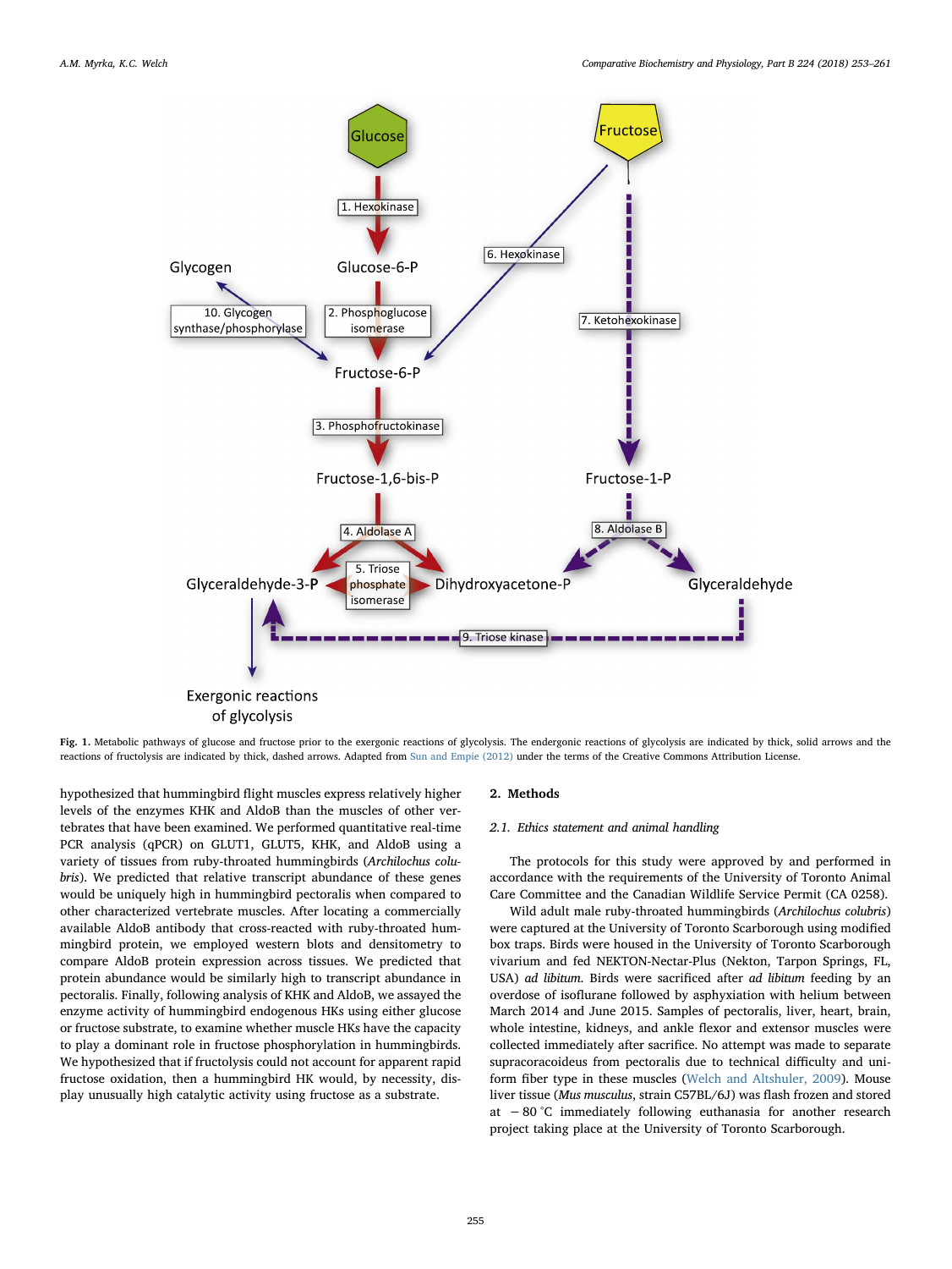Fig. 1. Metabolic pathways of glucose and fructose prior to the exergonic reactions of glycolysis. The endergonic reactions of glycolysis are indicated by thick, solid arrows and the reactions of fructolysis are indicated by thick, dashed arrows. Adapted from Sun and Empie (2012) under the terms of the Creative Commons Attribution License.

hypothesized that hummingbird flight muscles express relatively higher levels of the enzymes KHK and AldoB than the muscles of other vertebrates that have been examined. We performed quantitative real-time PCR analysis (qPCR) on GLUT1, GLUT5, KHK, and AldoB using a variety of tissues from ruby-throated hummingbirds (*Archilochus colubris*). We predicted that relative transcript abundance of these genes would be uniquely high in hummingbird pectoralis when compared to other characterized vertebrate muscles. After locating a commercially available AldoB antibody that cross-reacted with ruby-throated hummingbird protein, we employed western blots and densitometry to compare AldoB protein expression across tissues. We predicted that protein abundance would be similarly high to transcript abundance in pectoralis. Finally, following analysis of KHK and AldoB, we assayed the enzyme activity of hummingbird endogenous HKs using either glucose or fructose substrate, to examine whether muscle HKs have the capacity to play a dominant role in fructose phosphorylation in hummingbirds. We hypothesized that if fructolysis could not account for apparent rapid fructose oxidation, then a hummingbird HK would, by necessity, display unusually high catalytic activity using fructose as a substrate.

## 2. Methods

### 2.1. Ethics statement and animal handling

The protocols for this study were approved by and performed in accordance with the requirements of the University of Toronto Animal Care Committee and the Canadian Wildlife Service Permit (CA 0258).

Wild adult male ruby-throated hummingbirds (*Archilochus colubris*) were captured at the University of Toronto Scarborough using modified box traps. Birds were housed in the University of Toronto Scarborough vivarium and fed NEKTON-Nectar-Plus (Nekton, Tarpon Springs, FL, USA) *ad libitum*. Birds were sacrificed after *ad libitum* feeding by an overdose of isoflurane followed by asphyxiation with helium between March 2014 and June 2015. Samples of pectoralis, liver, heart, brain, whole intestine, kidneys, and ankle flexor and extensor muscles were collected immediately after sacrifice. No attempt was made to separate supracoracoideus from pectoralis due to technical difficulty and uniform fiber type in these muscles (Welch and Altshuler, 2009). Mouse liver tissue (*Mus musculus*, strain C57BL/6J) was flash frozen and stored at −80 °C immediately following euthanasia for another research project taking place at the University of Toronto Scarborough.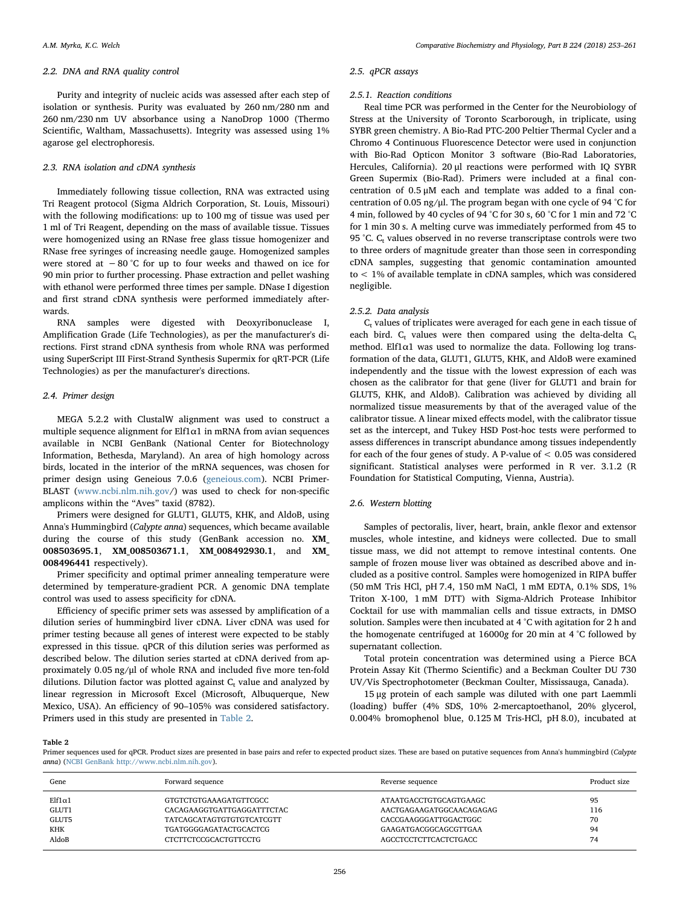### 2.2. DNA and RNA quality control

Purity and integrity of nucleic acids was assessed after each step of isolation or synthesis. Purity was evaluated by 260 nm/280 nm and 260 nm/230 nm UV absorbance using a NanoDrop 1000 (Thermo Scientific, Waltham, Massachusetts). Integrity was assessed using 1% agarose gel electrophoresis.

### 2.3. RNA isolation and cDNA synthesis

Immediately following tissue collection, RNA was extracted using Tri Reagent protocol (Sigma Aldrich Corporation, St. Louis, Missouri) with the following modifications: up to 100 mg of tissue was used per 1 ml of Tri Reagent, depending on the mass of available tissue. Tissues were homogenized using an RNase free glass tissue homogenizer and RNase free syringes of increasing needle gauge. Homogenized samples were stored at − 80 °C for up to four weeks and thawed on ice for 90 min prior to further processing. Phase extraction and pellet washing with ethanol were performed three times per sample. DNase I digestion and first strand cDNA synthesis were performed immediately afterwards.

RNA samples were digested with Deoxyribonuclease I, Amplification Grade (Life Technologies), as per the manufacturer's directions. First strand cDNA synthesis from whole RNA was performed using SuperScript III First-Strand Synthesis Supermix for qRT-PCR (Life Technologies) as per the manufacturer's directions.

### 2.4. Primer design

MEGA 5.2.2 with ClustalW alignment was used to construct a multiple sequence alignment for Elf1α1 in mRNA from avian sequences available in NCBI GenBank (National Center for Biotechnology Information, Bethesda, Maryland). An area of high homology across birds, located in the interior of the mRNA sequences, was chosen for primer design using Geneious 7.0.6 (geneious.com). NCBI Primer-BLAST (www.ncbi.nlm.nih.gov/) was used to check for non-specific amplicons within the "Aves" taxid (8782).

Primers were designed for GLUT1, GLUT5, KHK, and AldoB, using Anna's Hummingbird (*Calypte anna*) sequences, which became available during the course of this study (GenBank accession no. **XM_008503695.1**, **XM_008503671.1**, **XM_008492930.1**, and **XM_008496441** respectively).

Primer specificity and optimal primer annealing temperature were determined by temperature-gradient PCR. A genomic DNA template control was used to assess specificity for cDNA.

Efficiency of specific primer sets was assessed by amplification of a dilution series of hummingbird liver cDNA. Liver cDNA was used for primer testing because all genes of interest were expected to be stably expressed in this tissue. qPCR of this dilution series was performed as described below. The dilution series started at cDNA derived from approximately 0.05 ng/μl of whole RNA and included five more ten-fold dilutions. Dilution factor was plotted against $C_t$ value and analyzed by linear regression in Microsoft Excel (Microsoft, Albuquerque, New Mexico, USA). An efficiency of 90–105% was considered satisfactory. Primers used in this study are presented in Table 2.

### 2.5. qPCR assays

#### 2.5.1. Reaction conditions

Real time PCR was performed in the Center for the Neurobiology of Stress at the University of Toronto Scarborough, in triplicate, using SYBR green chemistry. A Bio-Rad PTC-200 Peltier Thermal Cycler and a Chromo 4 Continuous Fluorescence Detector were used in conjunction with Bio-Rad Opticon Monitor 3 software (Bio-Rad Laboratories, Hercules, California). 20 μl reactions were performed with IQ SYBR Green Supermix (Bio-Rad). Primers were included at a final concentration of 0.5 μM each and template was added to a final concentration of 0.05 ng/μl. The program began with one cycle of 94 °C for 4 min, followed by 40 cycles of 94 °C for 30 s, 60 °C for 1 min and 72 °C for 1 min 30 s. A melting curve was immediately performed from 45 to 95 °C. $C_t$ values observed in no reverse transcriptase controls were two to three orders of magnitude greater than those seen in corresponding cDNA samples, suggesting that genomic contamination amounted to < 1% of available template in cDNA samples, which was considered negligible.

#### 2.5.2. Data analysis

$C_t$ values of triplicates were averaged for each gene in each tissue of each bird. $C_t$ values were then compared using the delta-delta $C_t$ method. Elf1α1 was used to normalize the data. Following log transformation of the data, GLUT1, GLUT5, KHK, and AldoB were examined independently and the tissue with the lowest expression of each was chosen as the calibrator for that gene (liver for GLUT1 and brain for GLUT5, KHK, and AldoB). Calibration was achieved by dividing all normalized tissue measurements by that of the averaged value of the calibrator tissue. A linear mixed effects model, with the calibrator tissue set as the intercept, and Tukey HSD Post-hoc tests were performed to assess differences in transcript abundance among tissues independently for each of the four genes of study. A P-value of < 0.05 was considered significant. Statistical analyses were performed in R ver. 3.1.2 (R Foundation for Statistical Computing, Vienna, Austria).

### 2.6. Western blotting

Samples of pectoralis, liver, heart, brain, ankle flexor and extensor muscles, whole intestine, and kidneys were collected. Due to small tissue mass, we did not attempt to remove intestinal contents. One sample of frozen mouse liver was obtained as described above and included as a positive control. Samples were homogenized in RIPA buffer (50 mM Tris HCl, pH 7.4, 150 mM NaCl, 1 mM EDTA, 0.1% SDS, 1% Triton X-100, 1 mM DTT) with Sigma-Aldrich Protease Inhibitor Cocktail for use with mammalian cells and tissue extracts, in DMSO solution. Samples were then incubated at 4 °C with agitation for 2 h and the homogenate centrifuged at 16000*g* for 20 min at 4 °C followed by supernatant collection.

Total protein concentration was determined using a Pierce BCA Protein Assay Kit (Thermo Scientific) and a Beckman Coulter DU 730 UV/Vis Spectrophotometer (Beckman Coulter, Mississauga, Canada).

15 μg protein of each sample was diluted with one part Laemmli (loading) buffer (4% SDS, 10% 2-mercaptoethanol, 20% glycerol, 0.004% bromophenol blue, 0.125 M Tris-HCl, pH 8.0), incubated at

**Table 2**
Primer sequences used for qPCR. Product sizes are presented in base pairs and refer to expected product sizes. These are based on putative sequences from Anna's hummingbird (*Calypte anna*) (NCBI GenBank http://www.ncbi.nlm.nih.gov).

| Gene | Forward sequence | Reverse sequence | Product size |
|---|---|---|---|
| Elf1α1 | GTGTCTGTGAAAGATGTTCGCC | ATAATGACCTGTGCAGTGAAGC | 95 |
| GLUT1 | CACAGAAGGTGATTGAGGATTTCTAC | AACTGAGAAGATGGCAACAGAGAG | 116 |
| GLUT5 | TATCAGCATAGTGTGTGTCATCGTT | CACCGAAGGGATTGGACTGGC | 70 |
| KHK | TGATGGGGAGATACTGCACTCG | GAAGATGACGGCAGCGTTGAA | 94 |
| AldoB | CTCTTCTCCGCACTGTTCCTG | AGCCTCCTCTTCACTCTGACC | 74 |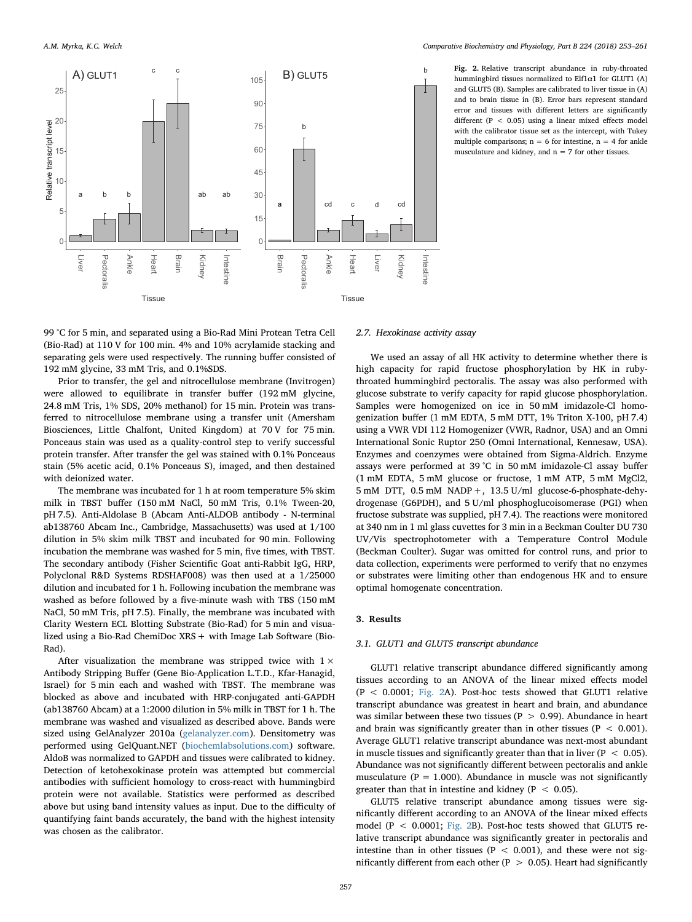**Fig. 2.** Relative transcript abundance in ruby-throated hummingbird tissues normalized to Elf1α1 for GLUT1 (A) and GLUT5 (B). Samples are calibrated to liver tissue in (A) and to brain tissue in (B). Error bars represent standard error and tissues with different letters are significantly different (P < 0.05) using a linear mixed effects model with the calibrator tissue set as the intercept, with Tukey multiple comparisons; n = 6 for intestine, n = 4 for ankle musculature and kidney, and n = 7 for other tissues.

99 °C for 5 min, and separated using a Bio-Rad Mini Protean Tetra Cell (Bio-Rad) at 110 V for 100 min. 4% and 10% acrylamide stacking and separating gels were used respectively. The running buffer consisted of 192 mM glycine, 33 mM Tris, and 0.1%SDS.

Prior to transfer, the gel and nitrocellulose membrane (Invitrogen) were allowed to equilibrate in transfer buffer (192 mM glycine, 24.8 mM Tris, 1% SDS, 20% methanol) for 15 min. Protein was transferred to nitrocellulose membrane using a transfer unit (Amersham Biosciences, Little Chalfont, United Kingdom) at 70 V for 75 min. Ponceaus stain was used as a quality-control step to verify successful protein transfer. After transfer the gel was stained with 0.1% Ponceaus stain (5% acetic acid, 0.1% Ponceaus S), imaged, and then destained with deionized water.

The membrane was incubated for 1 h at room temperature 5% skim milk in TBST buffer (150 mM NaCl, 50 mM Tris, 0.1% Tween-20, pH 7.5). Anti-Aldolase B (Abcam Anti-ALDOB antibody - N-terminal ab138760 Abcam Inc., Cambridge, Massachusetts) was used at 1/100 dilution in 5% skim milk TBST and incubated for 90 min. Following incubation the membrane was washed for 5 min, five times, with TBST. The secondary antibody (Fisher Scientific Goat anti-Rabbit IgG, HRP, Polyclonal R&D Systems RDSHAF008) was then used at a 1/25000 dilution and incubated for 1 h. Following incubation the membrane was washed as before followed by a five-minute wash with TBS (150 mM NaCl, 50 mM Tris, pH 7.5). Finally, the membrane was incubated with Clarity Western ECL Blotting Substrate (Bio-Rad) for 5 min and visualized using a Bio-Rad ChemiDoc XRS + with Image Lab Software (Bio-Rad).

After visualization the membrane was stripped twice with 1 × Antibody Stripping Buffer (Gene Bio-Application L.T.D., Kfar-Hanagid, Israel) for 5 min each and washed with TBST. The membrane was blocked as above and incubated with HRP-conjugated anti-GAPDH (ab138760 Abcam) at a 1:2000 dilution in 5% milk in TBST for 1 h. The membrane was washed and visualized as described above. Bands were sized using GelAnalyzer 2010a (gelanalyzer.com). Densitometry was performed using GelQuant.NET (biochemlabsolutions.com) software. AldoB was normalized to GAPDH and tissues were calibrated to kidney. Detection of ketohexokinase protein was attempted but commercial antibodies with sufficient homology to cross-react with hummingbird protein were not available. Statistics were performed as described above but using band intensity values as input. Due to the difficulty of quantifying faint bands accurately, the band with the highest intensity was chosen as the calibrator.

### 2.7. Hexokinase activity assay

We used an assay of all HK activity to determine whether there is high capacity for rapid fructose phosphorylation by HK in ruby-throated hummingbird pectoralis. The assay was also performed with glucose substrate to verify capacity for rapid glucose phosphorylation. Samples were homogenized on ice in 50 mM imidazole-Cl homogenization buffer (1 mM EDTA, 5 mM DTT, 1% Triton X-100, pH 7.4) using a VWR VDI 112 Homogenizer (VWR, Radnor, USA) and an Omni International Sonic Ruptor 250 (Omni International, Kennesaw, USA). Enzymes and coenzymes were obtained from Sigma-Aldrich. Enzyme assays were performed at 39 °C in 50 mM imidazole-Cl assay buffer (1 mM EDTA, 5 mM glucose or fructose, 1 mM ATP, 5 mM MgCl2, 5 mM DTT, 0.5 mM NADP +, 13.5 U/ml glucose-6-phosphate-dehydrogenase (G6PDH), and 5 U/ml phosphoglucoisomerase (PGI) when fructose substrate was supplied, pH 7.4). The reactions were monitored at 340 nm in 1 ml glass cuvettes for 3 min in a Beckman Coulter DU 730 UV/Vis spectrophotometer with a Temperature Control Module (Beckman Coulter). Sugar was omitted for control runs, and prior to data collection, experiments were performed to verify that no enzymes or substrates were limiting other than endogenous HK and to ensure optimal homogenate concentration.

## 3. Results

### 3.1. GLUT1 and GLUT5 transcript abundance

GLUT1 relative transcript abundance differed significantly among tissues according to an ANOVA of the linear mixed effects model (P < 0.0001; Fig. 2A). Post-hoc tests showed that GLUT1 relative transcript abundance was greatest in heart and brain, and abundance was similar between these two tissues (P > 0.99). Abundance in heart and brain was significantly greater than in other tissues (P < 0.001). Average GLUT1 relative transcript abundance was next-most abundant in muscle tissues and significantly greater than that in liver (P < 0.05). Abundance was not significantly different between pectoralis and ankle musculature (P = 1.000). Abundance in muscle was not significantly greater than that in intestine and kidney (P < 0.05).

GLUT5 relative transcript abundance among tissues were significantly different according to an ANOVA of the linear mixed effects model (P < 0.0001; Fig. 2B). Post-hoc tests showed that GLUT5 relative transcript abundance was significantly greater in pectoralis and intestine than in other tissues (P < 0.001), and these were not significantly different from each other (P > 0.05). Heart had significantly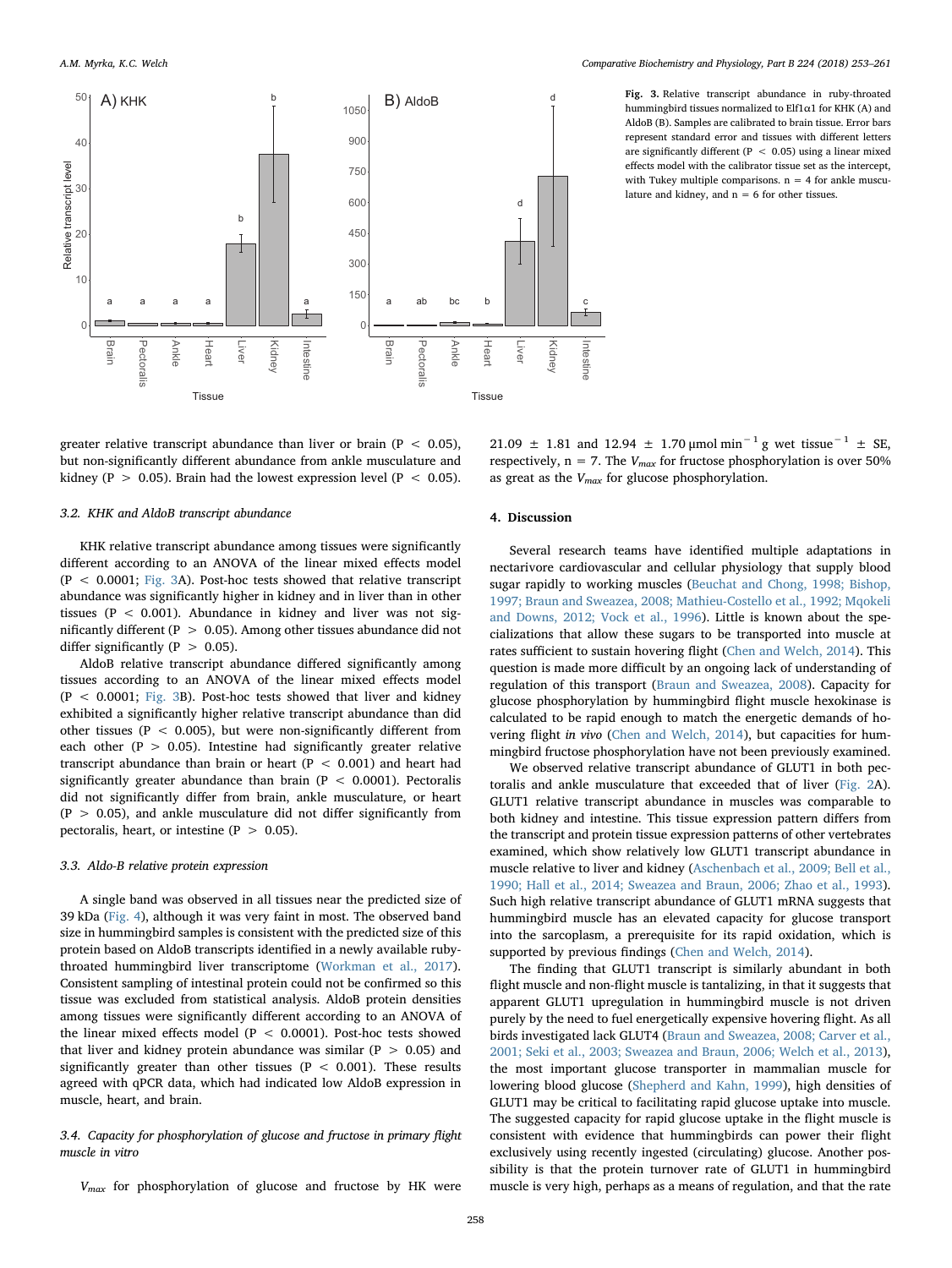Fig. 3. Relative transcript abundance in ruby-throated hummingbird tissues normalized to Elf1α1 for KHK (A) and AldoB (B). Samples are calibrated to brain tissue. Error bars represent standard error and tissues with different letters are significantly different ($P < 0.05$) using a linear mixed effects model with the calibrator tissue set as the intercept, with Tukey multiple comparisons. n = 4 for ankle musculature and kidney, and n = 6 for other tissues.

greater relative transcript abundance than liver or brain ($P < 0.05$), but non-significantly different abundance from ankle musculature and kidney ($P > 0.05$). Brain had the lowest expression level ($P < 0.05$).

### 3.2. KHK and AldoB transcript abundance

KHK relative transcript abundance among tissues were significantly different according to an ANOVA of the linear mixed effects model ($P < 0.0001$; Fig. 3A). Post-hoc tests showed that relative transcript abundance was significantly higher in kidney and in liver than in other tissues ($P < 0.001$). Abundance in kidney and liver was not significantly different ($P > 0.05$). Among other tissues abundance did not differ significantly ($P > 0.05$).

AldoB relative transcript abundance differed significantly among tissues according to an ANOVA of the linear mixed effects model ($P < 0.0001$; Fig. 3B). Post-hoc tests showed that liver and kidney exhibited a significantly higher relative transcript abundance than did other tissues ($P < 0.005$), but were non-significantly different from each other ($P > 0.05$). Intestine had significantly greater relative transcript abundance than brain or heart ($P < 0.001$) and heart had significantly greater abundance than brain ($P < 0.0001$). Pectoralis did not significantly differ from brain, ankle musculature, or heart ($P > 0.05$), and ankle musculature did not differ significantly from pectoralis, heart, or intestine ($P > 0.05$).

### 3.3. Aldo-B relative protein expression

A single band was observed in all tissues near the predicted size of 39 kDa (Fig. 4), although it was very faint in most. The observed band size in hummingbird samples is consistent with the predicted size of this protein based on AldoB transcripts identified in a newly available ruby-throated hummingbird liver transcriptome (Workman et al., 2017). Consistent sampling of intestinal protein could not be confirmed so this tissue was excluded from statistical analysis. AldoB protein densities among tissues were significantly different according to an ANOVA of the linear mixed effects model ($P < 0.0001$). Post-hoc tests showed that liver and kidney protein abundance was similar ($P > 0.05$) and significantly greater than other tissues ($P < 0.001$). These results agreed with qPCR data, which had indicated low AldoB expression in muscle, heart, and brain.

### 3.4. Capacity for phosphorylation of glucose and fructose in primary flight muscle in vitro

$V_{max}$ for phosphorylation of glucose and fructose by HK were 21.09 ± 1.81 and 12.94 ± 1.70 μmol $min^{-1}$ g wet $tissue^{-1}$ ± SE, respectively, n = 7. The $V_{max}$ for fructose phosphorylation is over 50% as great as the $V_{max}$ for glucose phosphorylation.

## 4. Discussion

Several research teams have identified multiple adaptations in nectarivore cardiovascular and cellular physiology that supply blood sugar rapidly to working muscles (Beuchat and Chong, 1998; Bishop, 1997; Braun and Sweazea, 2008; Mathieu-Costello et al., 1992; Mqokeli and Downs, 2012; Vock et al., 1996). Little is known about the specializations that allow these sugars to be transported into muscle at rates sufficient to sustain hovering flight (Chen and Welch, 2014). This question is made more difficult by an ongoing lack of understanding of regulation of this transport (Braun and Sweazea, 2008). Capacity for glucose phosphorylation by hummingbird flight muscle hexokinase is calculated to be rapid enough to match the energetic demands of hovering flight *in vivo* (Chen and Welch, 2014), but capacities for hummingbird fructose phosphorylation have not been previously examined.

We observed relative transcript abundance of GLUT1 in both pectoralis and ankle musculature that exceeded that of liver (Fig. 2A). GLUT1 relative transcript abundance in muscles was comparable to both kidney and intestine. This tissue expression pattern differs from the transcript and protein tissue expression patterns of other vertebrates examined, which show relatively low GLUT1 transcript abundance in muscle relative to liver and kidney (Aschenbach et al., 2009; Bell et al., 1990; Hall et al., 2014; Sweazea and Braun, 2006; Zhao et al., 1993). Such high relative transcript abundance of GLUT1 mRNA suggests that hummingbird muscle has an elevated capacity for glucose transport into the sarcoplasm, a prerequisite for its rapid oxidation, which is supported by previous findings (Chen and Welch, 2014).

The finding that GLUT1 transcript is similarly abundant in both flight muscle and non-flight muscle is tantalizing, in that it suggests that apparent GLUT1 upregulation in hummingbird muscle is not driven purely by the need to fuel energetically expensive hovering flight. As all birds investigated lack GLUT4 (Braun and Sweazea, 2008; Carver et al., 2001; Seki et al., 2003; Sweazea and Braun, 2006; Welch et al., 2013), the most important glucose transporter in mammalian muscle for lowering blood glucose (Shepherd and Kahn, 1999), high densities of GLUT1 may be critical to facilitating rapid glucose uptake into muscle. The suggested capacity for rapid glucose uptake in the flight muscle is consistent with evidence that hummingbirds can power their flight exclusively using recently ingested (circulating) glucose. Another possibility is that the protein turnover rate of GLUT1 in hummingbird muscle is very high, perhaps as a means of regulation, and that the rate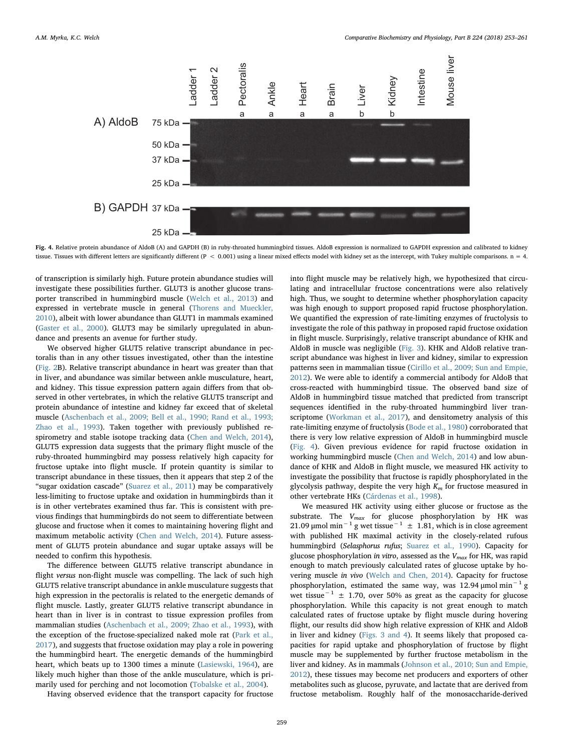Fig. 4. Relative protein abundance of AldoB (A) and GAPDH (B) in ruby-throated hummingbird tissues. AldoB expression is normalized to GAPDH expression and calibrated to kidney tissue. Tissues with different letters are significantly different ($P < 0.001$) using a linear mixed effects model with kidney set as the intercept, with Tukey multiple comparisons. $n = 4$.

of transcription is similarly high. Future protein abundance studies will investigate these possibilities further. GLUT3 is another glucose transporter transcribed in hummingbird muscle (Welch et al., 2013) and expressed in vertebrate muscle in general (Thorens and Mueckler, 2010), albeit with lower abundance than GLUT1 in mammals examined (Gaster et al., 2000). GLUT3 may be similarly upregulated in abundance and presents an avenue for further study.

We observed higher GLUT5 relative transcript abundance in pectoralis than in any other tissues investigated, other than the intestine (Fig. 2B). Relative transcript abundance in heart was greater than that in liver, and abundance was similar between ankle musculature, heart, and kidney. This tissue expression pattern again differs from that observed in other vertebrates, in which the relative GLUT5 transcript and protein abundance of intestine and kidney far exceed that of skeletal muscle (Aschenbach et al., 2009; Bell et al., 1990; Rand et al., 1993; Zhao et al., 1993). Taken together with previously published respirometry and stable isotope tracking data (Chen and Welch, 2014), GLUT5 expression data suggests that the primary flight muscle of the ruby-throated hummingbird may possess relatively high capacity for fructose uptake into flight muscle. If protein quantity is similar to transcript abundance in these tissues, then it appears that step 2 of the "sugar oxidation cascade" (Suarez et al., 2011) may be comparatively less-limiting to fructose uptake and oxidation in hummingbirds than it is in other vertebrates examined thus far. This is consistent with previous findings that hummingbirds do not seem to differentiate between glucose and fructose when it comes to maintaining hovering flight and maximum metabolic activity (Chen and Welch, 2014). Future assessment of GLUT5 protein abundance and sugar uptake assays will be needed to confirm this hypothesis.

The difference between GLUT5 relative transcript abundance in flight *versus* non-flight muscle was compelling. The lack of such high GLUT5 relative transcript abundance in ankle musculature suggests that high expression in the pectoralis is related to the energetic demands of flight muscle. Lastly, greater GLUT5 relative transcript abundance in heart than in liver is in contrast to tissue expression profiles from mammalian studies (Aschenbach et al., 2009; Zhao et al., 1993), with the exception of the fructose-specialized naked mole rat (Park et al., 2017), and suggests that fructose oxidation may play a role in powering the hummingbird heart. The energetic demands of the hummingbird heart, which beats up to 1300 times a minute (Lasiewski, 1964), are likely much higher than those of the ankle musculature, which is primarily used for perching and not locomotion (Tobalske et al., 2004).

Having observed evidence that the transport capacity for fructose into flight muscle may be relatively high, we hypothesized that circulating and intracellular fructose concentrations were also relatively high. Thus, we sought to determine whether phosphorylation capacity was high enough to support proposed rapid fructose phosphorylation. We quantified the expression of rate-limiting enzymes of fructolysis to investigate the role of this pathway in proposed rapid fructose oxidation in flight muscle. Surprisingly, relative transcript abundance of KHK and AldoB in muscle was negligible (Fig. 3). KHK and AldoB relative transcript abundance was highest in liver and kidney, similar to expression patterns seen in mammalian tissue (Cirillo et al., 2009; Sun and Empie, 2012). We were able to identify a commercial antibody for AldoB that cross-reacted with hummingbird tissue. The observed band size of AldoB in hummingbird tissue matched that predicted from transcript sequences identified in the ruby-throated hummingbird liver transcriptome (Workman et al., 2017), and densitometry analysis of this rate-limiting enzyme of fructolysis (Bode et al., 1980) corroborated that there is very low relative expression of AldoB in hummingbird muscle (Fig. 4). Given previous evidence for rapid fructose oxidation in working hummingbird muscle (Chen and Welch, 2014) and low abundance of KHK and AldoB in flight muscle, we measured HK activity to investigate the possibility that fructose is rapidly phosphorylated in the glycolysis pathway, despite the very high $K_m$ for fructose measured in other vertebrate HKs (Cárdenas et al., 1998).

We measured HK activity using either glucose or fructose as the substrate. The $V_{max}$ for glucose phosphorylation by HK was 21.09 μmol min$^{-1}$ g wet tissue$^{-1}$ ± 1.81, which is in close agreement with published HK maximal activity in the closely-related rufous hummingbird (*Selasphorus rufus*; Suarez et al., 1990). Capacity for glucose phosphorylation *in vitro*, assessed as the $V_{max}$ for HK, was rapid enough to match previously calculated rates of glucose uptake by hovering muscle *in vivo* (Welch and Chen, 2014). Capacity for fructose phosphorylation, estimated the same way, was 12.94 μmol min$^{-1}$ g wet tissue$^{-1}$ ± 1.70, over 50% as great as the capacity for glucose phosphorylation. While this capacity is not great enough to match calculated rates of fructose uptake by flight muscle during hovering flight, our results did show high relative expression of KHK and AldoB in liver and kidney (Figs. 3 and 4). It seems likely that proposed capacities for rapid uptake and phosphorylation of fructose by flight muscle may be supplemented by further fructose metabolism in the liver and kidney. As in mammals (Johnson et al., 2010; Sun and Empie, 2012), these tissues may become net producers and exporters of other metabolites such as glucose, pyruvate, and lactate that are derived from fructose metabolism. Roughly half of the monosaccharide-derived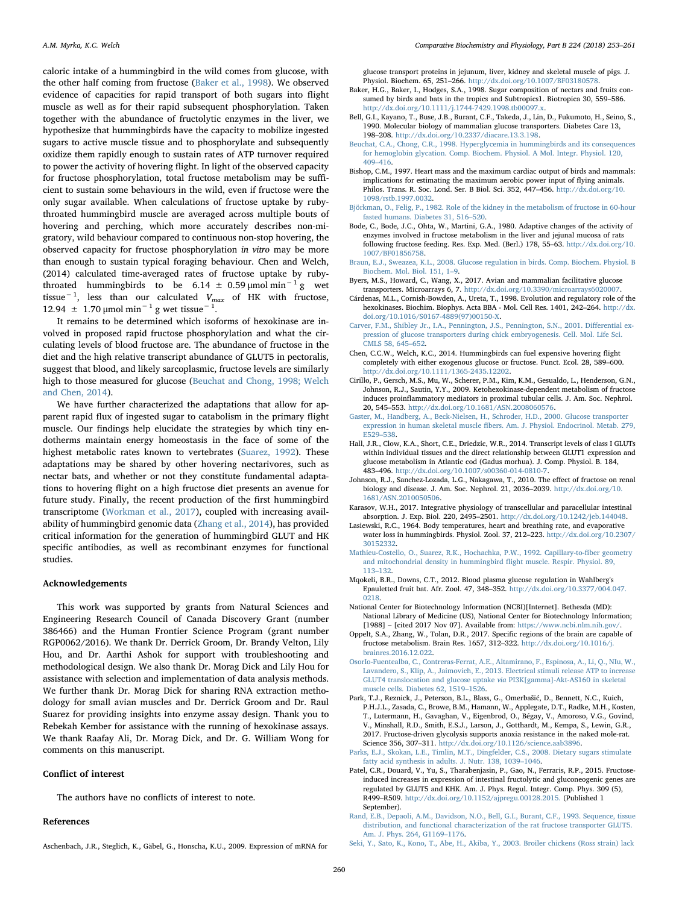caloric intake of a hummingbird in the wild comes from glucose, with the other half coming from fructose (Baker et al., 1998). We observed evidence of capacities for rapid transport of both sugars into flight muscle as well as for their rapid subsequent phosphorylation. Taken together with the abundance of fructolytic enzymes in the liver, we hypothesize that hummingbirds have the capacity to mobilize ingested sugars to active muscle tissue and to phosphorylate and subsequently oxidize them rapidly enough to sustain rates of ATP turnover required to power the activity of hovering flight. In light of the observed capacity for fructose phosphorylation, total fructose metabolism may be sufficient to sustain some behaviours in the wild, even if fructose were the only sugar available. When calculations of fructose uptake by ruby-throated hummingbird muscle are averaged across multiple bouts of hovering and perching, which more accurately describes non-migratory, wild behaviour compared to continuous non-stop hovering, the observed capacity for fructose phosphorylation *in vitro* may be more than enough to sustain typical foraging behaviour. Chen and Welch, (2014) calculated time-averaged rates of fructose uptake by ruby-throated hummingbirds to be $6.14 \pm 0.59\,\mu\text{mol min}^{-1}\,\text{g}$ wet tissue$^{-1}$, less than our calculated $V_{max}$ of HK with fructose, $12.94 \pm 1.70\,\mu\text{mol min}^{-1}\,\text{g}$ wet tissue$^{-1}$.

It remains to be determined which isoforms of hexokinase are involved in proposed rapid fructose phosphorylation and what the circulating levels of blood fructose are. The abundance of fructose in the diet and the high relative transcript abundance of GLUT5 in pectoralis, suggest that blood, and likely sarcoplasmic, fructose levels are similarly high to those measured for glucose (Beuchat and Chong, 1998; Welch and Chen, 2014).

We have further characterized the adaptations that allow for apparent rapid flux of ingested sugar to catabolism in the primary flight muscle. Our findings help elucidate the strategies by which tiny endotherms maintain energy homeostasis in the face of some of the highest metabolic rates known to vertebrates (Suarez, 1992). These adaptations may be shared by other hovering nectarivores, such as nectar bats, and whether or not they constitute fundamental adaptations to hovering flight on a high fructose diet presents an avenue for future study. Finally, the recent production of the first hummingbird transcriptome (Workman et al., 2017), coupled with increasing availability of hummingbird genomic data (Zhang et al., 2014), has provided critical information for the generation of hummingbird GLUT and HK specific antibodies, as well as recombinant enzymes for functional studies.

## Acknowledgements

This work was supported by grants from Natural Sciences and Engineering Research Council of Canada Discovery Grant (number 386466) and the Human Frontier Science Program (grant number RGP0062/2016). We thank Dr. Derrick Groom, Dr. Brandy Velton, Lily Hou, and Dr. Aarthi Ashok for support with troubleshooting and methodological design. We also thank Dr. Morag Dick and Lily Hou for assistance with selection and implementation of data analysis methods. We further thank Dr. Morag Dick for sharing RNA extraction methodology for small avian muscles and Dr. Derrick Groom and Dr. Raul Suarez for providing insights into enzyme assay design. Thank you to Rebekah Kember for assistance with the running of hexokinase assays. We thank Raafay Ali, Dr. Morag Dick, and Dr. G. William Wong for comments on this manuscript.

## Conflict of interest

The authors have no conflicts of interest to note.

## References

Aschenbach, J.R., Steglich, K., Gäbel, G., Honscha, K.U., 2009. Expression of mRNA for glucose transport proteins in jejunum, liver, kidney and skeletal muscle of pigs. J. Physiol. Biochem. 65, 251–266. http://dx.doi.org/10.1007/BF03180578.

Baker, H.G., Baker, I., Hodges, S.A., 1998. Sugar composition of nectars and fruits consumed by birds and bats in the tropics and Subtropics1. Biotropica 30, 559–586. http://dx.doi.org/10.1111/j.1744-7429.1998.tb00097.x.

Bell, G.I., Kayano, T., Buse, J.B., Burant, C.F., Takeda, J., Lin, D., Fukumoto, H., Seino, S., 1990. Molecular biology of mammalian glucose transporters. Diabetes Care 13, 198–208. http://dx.doi.org/10.2337/diacare.13.3.198.

Beuchat, C.A., Chong, C.R., 1998. Hyperglycemia in hummingbirds and its consequences for hemoglobin glycation. Comp. Biochem. Physiol. A Mol. Integr. Physiol. 120, 409–416.

Bishop, C.M., 1997. Heart mass and the maximum cardiac output of birds and mammals: implications for estimating the maximum aerobic power input of flying animals. Philos. Trans. R. Soc. Lond. Ser. B Biol. Sci. 352, 447–456. http://dx.doi.org/10.1098/rstb.1997.0032.

Björkman, O., Felig, P., 1982. Role of the kidney in the metabolism of fructose in 60-hour fasted humans. Diabetes 31, 516–520.

Bode, C., Bode, J.C., Ohta, W., Martini, G.A., 1980. Adaptive changes of the activity of enzymes involved in fructose metabolism in the liver and jejunal mucosa of rats following fructose feeding. Res. Exp. Med. (Berl.) 178, 55–63. http://dx.doi.org/10.1007/BF01856758.

Braun, E.J., Sweazea, K.L., 2008. Glucose regulation in birds. Comp. Biochem. Physiol. B Biochem. Mol. Biol. 151, 1–9.

Byers, M.S., Howard, C., Wang, X., 2017. Avian and mammalian facilitative glucose transporters. Microarrays 6, 7. http://dx.doi.org/10.3390/microarrays6020007.

Cárdenas, M.L., Cornish-Bowden, A., Ureta, T., 1998. Evolution and regulatory role of the hexokinases. Biochim. Biophys. Acta BBA - Mol. Cell Res. 1401, 242–264. http://dx.doi.org/10.1016/S0167-4889(97)00150-X.

Carver, F.M., Shibley Jr., I.A., Pennington, J.S., Pennington, S.N., 2001. Differential expression of glucose transporters during chick embryogenesis. Cell. Mol. Life Sci. CMLS 58, 645–652.

Chen, C.C.W., Welch, K.C., 2014. Hummingbirds can fuel expensive hovering flight completely with either exogenous glucose or fructose. Funct. Ecol. 28, 589–600. http://dx.doi.org/10.1111/1365-2435.12202.

Cirillo, P., Gersch, M.S., Mu, W., Scherer, P.M., Kim, K.M., Gesualdo, L., Henderson, G.N., Johnson, R.J., Sautin, Y.Y., 2009. Ketohexokinase-dependent metabolism of fructose induces proinflammatory mediators in proximal tubular cells. J. Am. Soc. Nephrol. 20, 545–553. http://dx.doi.org/10.1681/ASN.2008060576.

Gaster, M., Handberg, A., Beck-Nielsen, H., Schroder, H.D., 2000. Glucose transporter expression in human skeletal muscle fibers. Am. J. Physiol. Endocrinol. Metab. 279, E529–538.

Hall, J.R., Clow, K.A., Short, C.E., Driedzic, W.R., 2014. Transcript levels of class I GLUTs within individual tissues and the direct relationship between GLUT1 expression and glucose metabolism in Atlantic cod (Gadus morhua). J. Comp. Physiol. B. 184, 483–496. http://dx.doi.org/10.1007/s00360-014-0810-7.

Johnson, R.J., Sanchez-Lozada, L.G., Nakagawa, T., 2010. The effect of fructose on renal biology and disease. J. Am. Soc. Nephrol. 21, 2036–2039. http://dx.doi.org/10.1681/ASN.2010050506.

Karasov, W.H., 2017. Integrative physiology of transcellular and paracellular intestinal absorption. J. Exp. Biol. 220, 2495–2501. http://dx.doi.org/10.1242/jeb.144048.

Lasiewski, R.C., 1964. Body temperatures, heart and breathing rate, and evaporative water loss in hummingbirds. Physiol. Zool. 37, 212–223. http://dx.doi.org/10.2307/30152332.

Mathieu-Costello, O., Suarez, R.K., Hochachka, P.W., 1992. Capillary-to-fiber geometry and mitochondrial density in hummingbird flight muscle. Respir. Physiol. 89, 113–132.

Mqokeli, B.R., Downs, C.T., 2012. Blood plasma glucose regulation in Wahlberg's Epauletted fruit bat. Afr. Zool. 47, 348–352. http://dx.doi.org/10.3377/004.047.0218.

National Center for Biotechnology Information (NCBI)[Internet]. Bethesda (MD): National Library of Medicine (US), National Center for Biotechnology Information; [1988] – [cited 2017 Nov 07]. Available from: https://www.ncbi.nlm.nih.gov/.

Oppelt, S.A., Zhang, W., Tolan, D.R., 2017. Specific regions of the brain are capable of fructose metabolism. Brain Res. 1657, 312–322. http://dx.doi.org/10.1016/j.brainres.2016.12.022.

OsorIo-Fuentealba, C., Contreras-Ferrat, A.E., Altamirano, F., Espinosa, A., Li, Q., NIu, W., Lavandero, S., Klip, A., Jaimovich, E., 2013. Electrical stimuli release ATP to increase GLUT4 translocation and glucose uptake *via* PI3K[gamma]-Akt-AS160 in skeletal muscle cells. Diabetes 62, 1519–1526.

Park, T.J., Reznick, J., Peterson, B.L., Blass, G., Omerbašić, D., Bennett, N.C., Kuich, P.H.J.L., Zasada, C., Browe, B.M., Hamann, W., Applegate, D.T., Radke, M.H., Kosten, T., Lutermann, H., Gavaghan, V., Eigenbrod, O., Bégay, V., Amoroso, V.G., Govind, V., Minshall, R.D., Smith, E.S.J., Larson, J., Gotthardt, M., Kempa, S., Lewin, G.R., 2017. Fructose-driven glycolysis supports anoxia resistance in the naked mole-rat. Science 356, 307–311. http://dx.doi.org/10.1126/science.aab3896.

Parks, E.J., Skokan, L.E., Timlin, M.T., Dingfelder, C.S., 2008. Dietary sugars stimulate fatty acid synthesis in adults. J. Nutr. 138, 1039–1046.

Patel, C.R., Douard, V., Yu, S., Tharabenjasin, P., Gao, N., Ferraris, R.P., 2015. Fructose-induced increases in expression of intestinal fructolytic and gluconeogenic genes are regulated by GLUT5 and KHK. Am. J. Phys. Regul. Integr. Comp. Phys. 309 (5), R499–R509. http://dx.doi.org/10.1152/ajpregu.00128.2015. (Published 1 September).

Rand, E.B., Depaoli, A.M., Davidson, N.O., Bell, G.I., Burant, C.F., 1993. Sequence, tissue distribution, and functional characterization of the rat fructose transporter GLUT5. Am. J. Phys. 264, G1169–1176.

Seki, Y., Sato, K., Kono, T., Abe, H., Akiba, Y., 2003. Broiler chickens (Ross strain) lack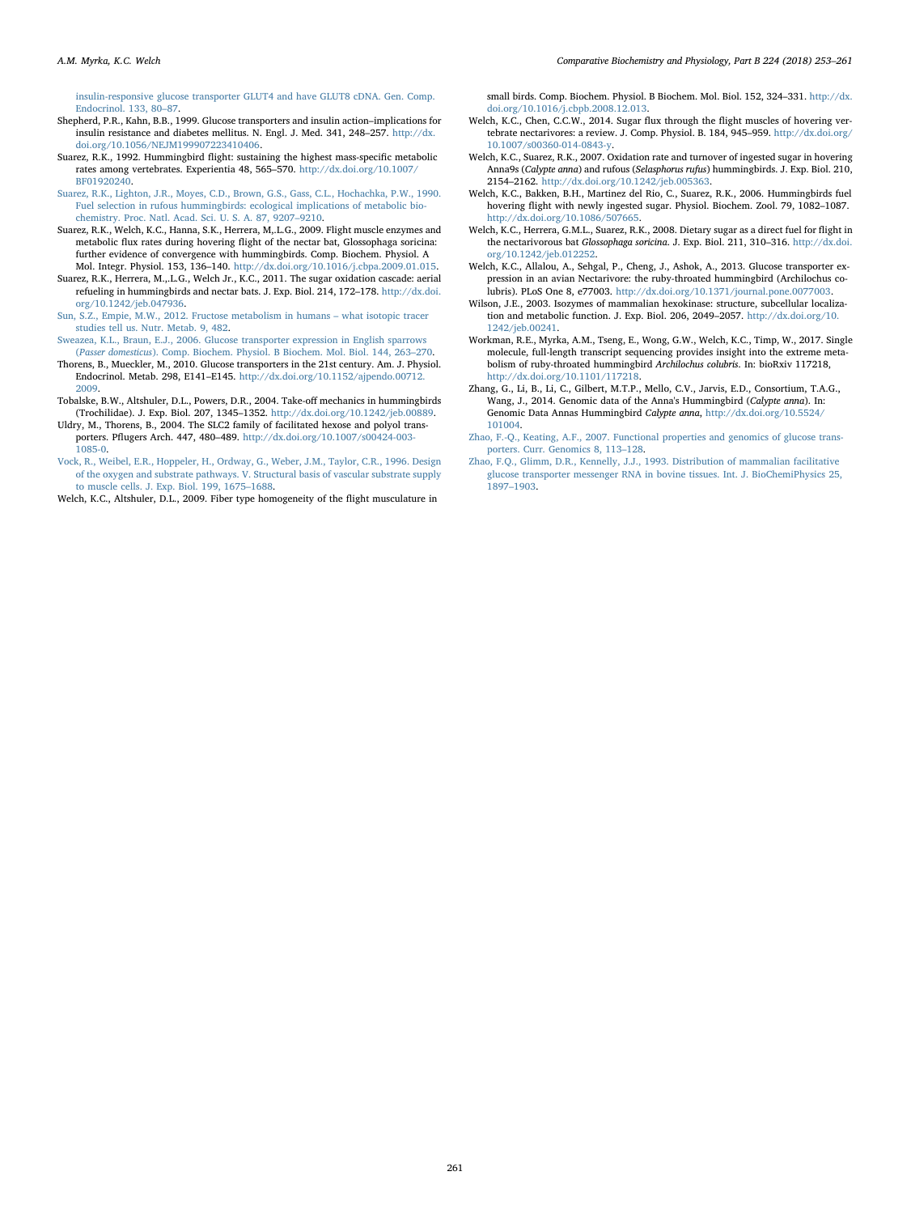insulin-responsive glucose transporter GLUT4 and have GLUT8 cDNA. Gen. Comp. Endocrinol. 133, 80–87.

Shepherd, P.R., Kahn, B.B., 1999. Glucose transporters and insulin action–implications for insulin resistance and diabetes mellitus. N. Engl. J. Med. 341, 248–257. http://dx.doi.org/10.1056/NEJM199907223410406.

Suarez, R.K., 1992. Hummingbird flight: sustaining the highest mass-specific metabolic rates among vertebrates. Experientia 48, 565–570. http://dx.doi.org/10.1007/BF01920240.

Suarez, R.K., Lighton, J.R., Moyes, C.D., Brown, G.S., Gass, C.L., Hochachka, P.W., 1990. Fuel selection in rufous hummingbirds: ecological implications of metabolic biochemistry. Proc. Natl. Acad. Sci. U. S. A. 87, 9207–9210.

Suarez, R.K., Welch, K.C., Hanna, S.K., Herrera, M,.L.G., 2009. Flight muscle enzymes and metabolic flux rates during hovering flight of the nectar bat, Glossophaga soricina: further evidence of convergence with hummingbirds. Comp. Biochem. Physiol. A Mol. Integr. Physiol. 153, 136–140. http://dx.doi.org/10.1016/j.cbpa.2009.01.015.

Suarez, R.K., Herrera, M.,.L.G., Welch Jr., K.C., 2011. The sugar oxidation cascade: aerial refueling in hummingbirds and nectar bats. J. Exp. Biol. 214, 172–178. http://dx.doi.org/10.1242/jeb.047936.

Sun, S.Z., Empie, M.W., 2012. Fructose metabolism in humans – what isotopic tracer studies tell us. Nutr. Metab. 9, 482.

Sweazea, K.L., Braun, E.J., 2006. Glucose transporter expression in English sparrows (*Passer domesticus*). Comp. Biochem. Physiol. B Biochem. Mol. Biol. 144, 263–270.

Thorens, B., Mueckler, M., 2010. Glucose transporters in the 21st century. Am. J. Physiol. Endocrinol. Metab. 298, E141–E145. http://dx.doi.org/10.1152/ajpendo.00712.2009.

Tobalske, B.W., Altshuler, D.L., Powers, D.R., 2004. Take-off mechanics in hummingbirds (Trochilidae). J. Exp. Biol. 207, 1345–1352. http://dx.doi.org/10.1242/jeb.00889.

Uldry, M., Thorens, B., 2004. The SLC2 family of facilitated hexose and polyol transporters. Pflugers Arch. 447, 480–489. http://dx.doi.org/10.1007/s00424-003-1085-0.

Vock, R., Weibel, E.R., Hoppeler, H., Ordway, G., Weber, J.M., Taylor, C.R., 1996. Design of the oxygen and substrate pathways. V. Structural basis of vascular substrate supply to muscle cells. J. Exp. Biol. 199, 1675–1688.

Welch, K.C., Altshuler, D.L., 2009. Fiber type homogeneity of the flight musculature in small birds. Comp. Biochem. Physiol. B Biochem. Mol. Biol. 152, 324–331. http://dx.doi.org/10.1016/j.cbpb.2008.12.013.

Welch, K.C., Chen, C.C.W., 2014. Sugar flux through the flight muscles of hovering vertebrate nectarivores: a review. J. Comp. Physiol. B. 184, 945–959. http://dx.doi.org/10.1007/s00360-014-0843-y.

Welch, K.C., Suarez, R.K., 2007. Oxidation rate and turnover of ingested sugar in hovering Anna9s (*Calypte anna*) and rufous (*Selasphorus rufus*) hummingbirds. J. Exp. Biol. 210, 2154–2162. http://dx.doi.org/10.1242/jeb.005363.

Welch, K.C., Bakken, B.H., Martinez del Rio, C., Suarez, R.K., 2006. Hummingbirds fuel hovering flight with newly ingested sugar. Physiol. Biochem. Zool. 79, 1082–1087. http://dx.doi.org/10.1086/507665.

Welch, K.C., Herrera, G.M.L., Suarez, R.K., 2008. Dietary sugar as a direct fuel for flight in the nectarivorous bat *Glossophaga soricina*. J. Exp. Biol. 211, 310–316. http://dx.doi.org/10.1242/jeb.012252.

Welch, K.C., Allalou, A., Sehgal, P., Cheng, J., Ashok, A., 2013. Glucose transporter expression in an avian Nectarivore: the ruby-throated hummingbird (Archilochus colubris). PLoS One 8, e77003. http://dx.doi.org/10.1371/journal.pone.0077003.

Wilson, J.E., 2003. Isozymes of mammalian hexokinase: structure, subcellular localization and metabolic function. J. Exp. Biol. 206, 2049–2057. http://dx.doi.org/10.1242/jeb.00241.

Workman, R.E., Myrka, A.M., Tseng, E., Wong, G.W., Welch, K.C., Timp, W., 2017. Single molecule, full-length transcript sequencing provides insight into the extreme metabolism of ruby-throated hummingbird *Archilochus colubris*. In: bioRxiv 117218, http://dx.doi.org/10.1101/117218.

Zhang, G., Li, B., Li, C., Gilbert, M.T.P., Mello, C.V., Jarvis, E.D., Consortium, T.A.G., Wang, J., 2014. Genomic data of the Anna's Hummingbird (*Calypte anna*). In: Genomic Data Annas Hummingbird *Calypte anna*, http://dx.doi.org/10.5524/101004.

Zhao, F.-Q., Keating, A.F., 2007. Functional properties and genomics of glucose transporters. Curr. Genomics 8, 113–128.

Zhao, F.Q., Glimm, D.R., Kennelly, J.J., 1993. Distribution of mammalian facilitative glucose transporter messenger RNA in bovine tissues. Int. J. BioChemiPhysics 25, 1897–1903.